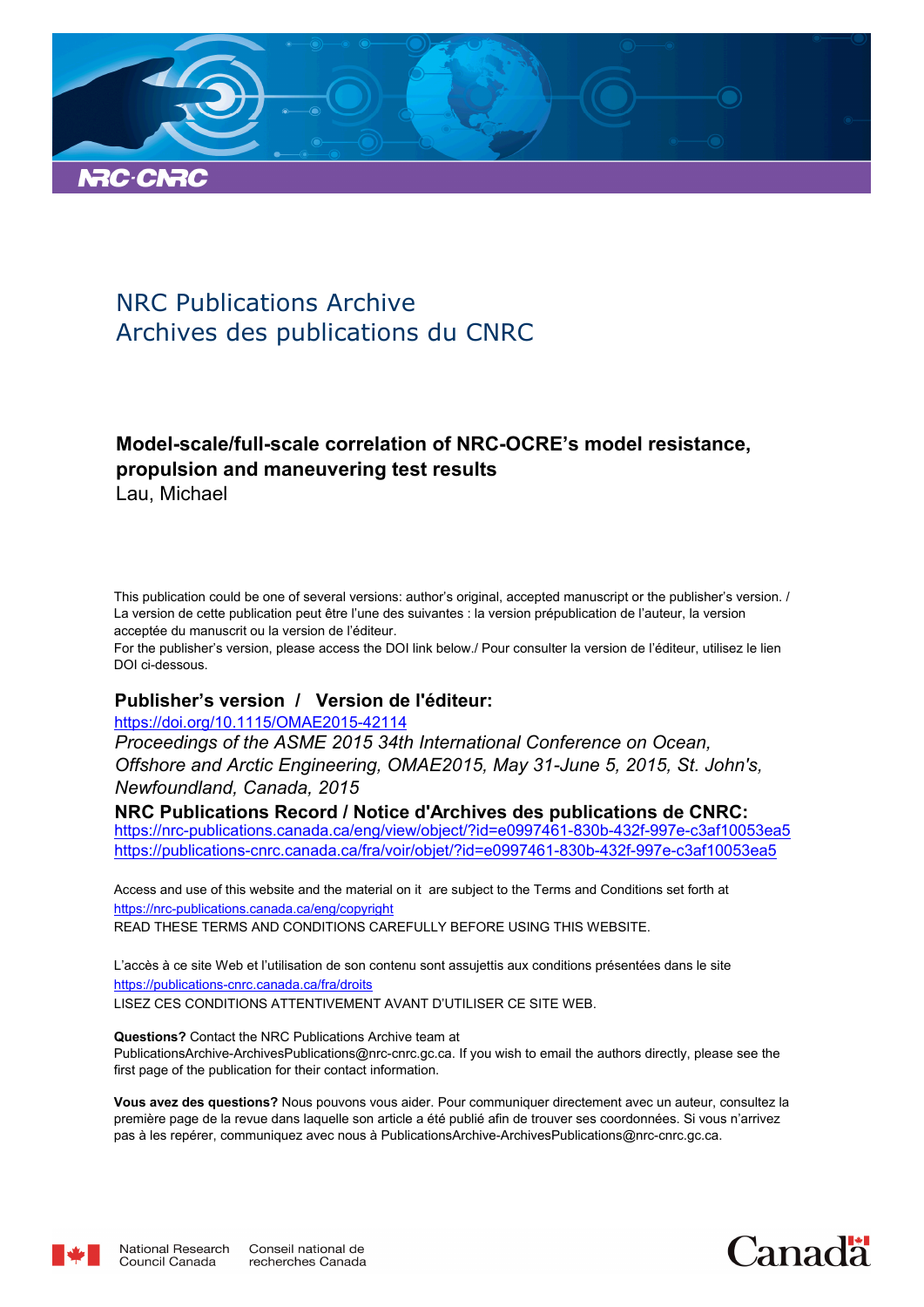NRC Publications Archive
Archives des publications du CNRC

**Model-scale/full-scale correlation of NRC-OCRE's model resistance, propulsion and maneuvering test results**
Lau, Michael

This publication could be one of several versions: author's original, accepted manuscript or the publisher's version. / La version de cette publication peut être l'une des suivantes : la version prépublication de l'auteur, la version acceptée du manuscrit ou la version de l'éditeur.

For the publisher's version, please access the DOI link below./ Pour consulter la version de l'éditeur, utilisez le lien DOI ci-dessous.

**Publisher's version / Version de l'éditeur:**

https://doi.org/10.1115/OMAE2015-42114

*Proceedings of the ASME 2015 34th International Conference on Ocean, Offshore and Arctic Engineering, OMAE2015, May 31-June 5, 2015, St. John's, Newfoundland, Canada, 2015*

**NRC Publications Record / Notice d'Archives des publications de CNRC:**

https://nrc-publications.canada.ca/eng/view/object/?id=e0997461-830b-432f-997e-c3af10053ea5
https://publications-cnrc.canada.ca/fra/voir/objet/?id=e0997461-830b-432f-997e-c3af10053ea5

Access and use of this website and the material on it are subject to the Terms and Conditions set forth at https://nrc-publications.canada.ca/eng/copyright
READ THESE TERMS AND CONDITIONS CAREFULLY BEFORE USING THIS WEBSITE.

L'accès à ce site Web et l'utilisation de son contenu sont assujettis aux conditions présentées dans le site https://publications-cnrc.canada.ca/fra/droits
LISEZ CES CONDITIONS ATTENTIVEMENT AVANT D'UTILISER CE SITE WEB.

**Questions?** Contact the NRC Publications Archive team at PublicationsArchive-ArchivesPublications@nrc-cnrc.gc.ca. If you wish to email the authors directly, please see the first page of the publication for their contact information.

**Vous avez des questions?** Nous pouvons vous aider. Pour communiquer directement avec un auteur, consultez la première page de la revue dans laquelle son article a été publié afin de trouver ses coordonnées. Si vous n'arrivez pas à les repérer, communiquez avec nous à PublicationsArchive-ArchivesPublications@nrc-cnrc.gc.ca.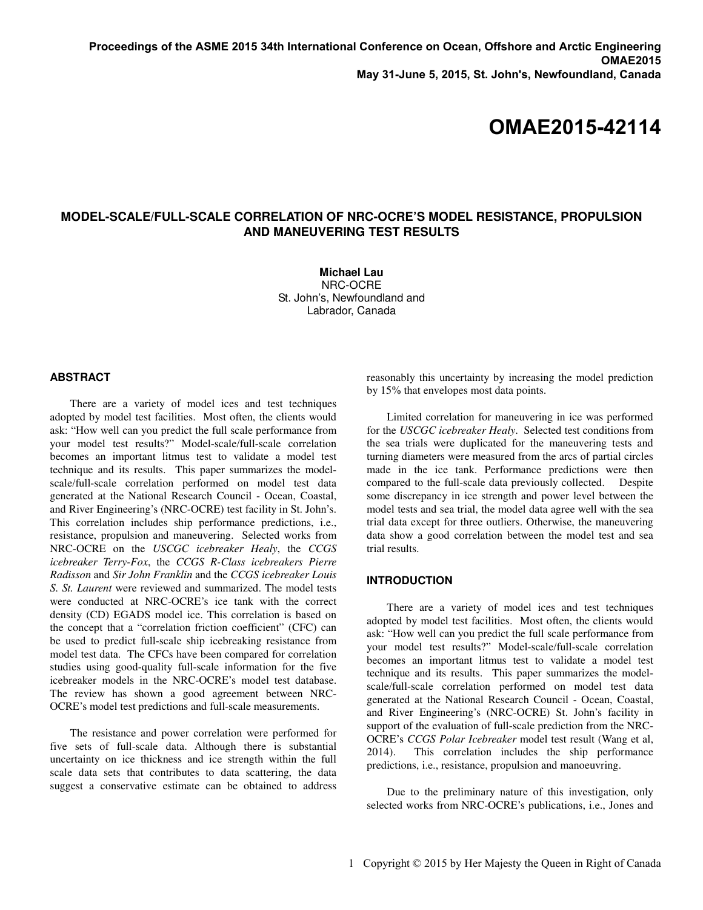Proceedings of the ASME 2015 34th International Conference on Ocean, Offshore and Arctic Engineering
**OMAE2015**
**May 31-June 5, 2015, St. John's, Newfoundland, Canada**

# OMAE2015-42114

## MODEL-SCALE/FULL-SCALE CORRELATION OF NRC-OCRE'S MODEL RESISTANCE, PROPULSION AND MANEUVERING TEST RESULTS

**Michael Lau**
NRC-OCRE
St. John's, Newfoundland and Labrador, Canada

### ABSTRACT

There are a variety of model ices and test techniques adopted by model test facilities. Most often, the clients would ask: "How well can you predict the full scale performance from your model test results?" Model-scale/full-scale correlation becomes an important litmus test to validate a model test technique and its results. This paper summarizes the model-scale/full-scale correlation performed on model test data generated at the National Research Council - Ocean, Coastal, and River Engineering's (NRC-OCRE) test facility in St. John's. This correlation includes ship performance predictions, i.e., resistance, propulsion and maneuvering. Selected works from NRC-OCRE on the *USCGC icebreaker Healy*, the *CCGS icebreaker Terry-Fox*, the *CCGS R-Class icebreakers Pierre Radisson* and *Sir John Franklin* and the *CCGS icebreaker Louis S. St. Laurent* were reviewed and summarized. The model tests were conducted at NRC-OCRE's ice tank with the correct density (CD) EGADS model ice. This correlation is based on the concept that a "correlation friction coefficient" (CFC) can be used to predict full-scale ship icebreaking resistance from model test data. The CFCs have been compared for correlation studies using good-quality full-scale information for the five icebreaker models in the NRC-OCRE's model test database. The review has shown a good agreement between NRC-OCRE's model test predictions and full-scale measurements.

The resistance and power correlation were performed for five sets of full-scale data. Although there is substantial uncertainty on ice thickness and ice strength within the full scale data sets that contributes to data scattering, the data suggest a conservative estimate can be obtained to address reasonably this uncertainty by increasing the model prediction by 15% that envelopes most data points.

Limited correlation for maneuvering in ice was performed for the *USCGC icebreaker Healy*. Selected test conditions from the sea trials were duplicated for the maneuvering tests and turning diameters were measured from the arcs of partial circles made in the ice tank. Performance predictions were then compared to the full-scale data previously collected. Despite some discrepancy in ice strength and power level between the model tests and sea trial, the model data agree well with the sea trial data except for three outliers. Otherwise, the maneuvering data show a good correlation between the model test and sea trial results.

### INTRODUCTION

There are a variety of model ices and test techniques adopted by model test facilities. Most often, the clients would ask: "How well can you predict the full scale performance from your model test results?" Model-scale/full-scale correlation becomes an important litmus test to validate a model test technique and its results. This paper summarizes the model-scale/full-scale correlation performed on model test data generated at the National Research Council - Ocean, Coastal, and River Engineering's (NRC-OCRE) St. John's facility in support of the evaluation of full-scale prediction from the NRC-OCRE's *CCGS Polar Icebreaker* model test result (Wang et al, 2014). This correlation includes the ship performance predictions, i.e., resistance, propulsion and manoeuvring.

Due to the preliminary nature of this investigation, only selected works from NRC-OCRE's publications, i.e., Jones and

Copyright © 2015 by Her Majesty the Queen in Right of Canada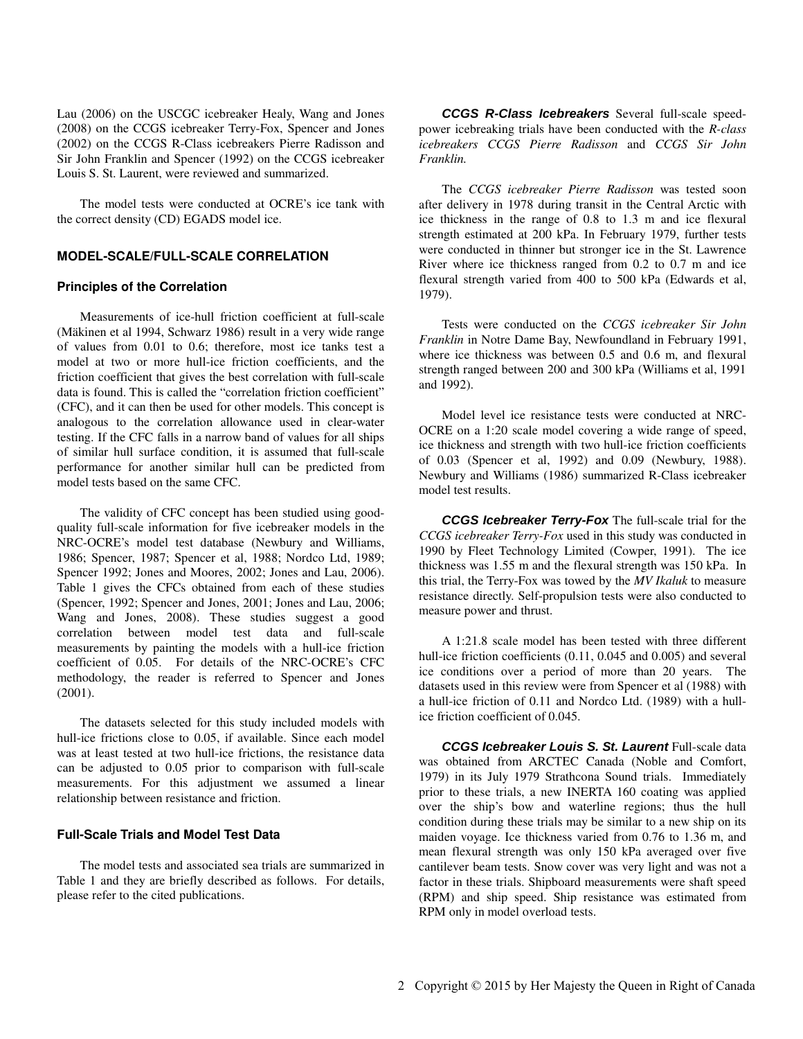Lau (2006) on the USCGC icebreaker Healy, Wang and Jones (2008) on the CCGS icebreaker Terry-Fox, Spencer and Jones (2002) on the CCGS R-Class icebreakers Pierre Radisson and Sir John Franklin and Spencer (1992) on the CCGS icebreaker Louis S. St. Laurent, were reviewed and summarized.

The model tests were conducted at OCRE's ice tank with the correct density (CD) EGADS model ice.

## MODEL-SCALE/FULL-SCALE CORRELATION

### Principles of the Correlation

Measurements of ice-hull friction coefficient at full-scale (Mäkinen et al 1994, Schwarz 1986) result in a very wide range of values from 0.01 to 0.6; therefore, most ice tanks test a model at two or more hull-ice friction coefficients, and the friction coefficient that gives the best correlation with full-scale data is found. This is called the "correlation friction coefficient" (CFC), and it can then be used for other models. This concept is analogous to the correlation allowance used in clear-water testing. If the CFC falls in a narrow band of values for all ships of similar hull surface condition, it is assumed that full-scale performance for another similar hull can be predicted from model tests based on the same CFC.

The validity of CFC concept has been studied using good-quality full-scale information for five icebreaker models in the NRC-OCRE's model test database (Newbury and Williams, 1986; Spencer, 1987; Spencer et al, 1988; Nordco Ltd, 1989; Spencer 1992; Jones and Moores, 2002; Jones and Lau, 2006). Table 1 gives the CFCs obtained from each of these studies (Spencer, 1992; Spencer and Jones, 2001; Jones and Lau, 2006; Wang and Jones, 2008). These studies suggest a good correlation between model test data and full-scale measurements by painting the models with a hull-ice friction coefficient of 0.05. For details of the NRC-OCRE's CFC methodology, the reader is referred to Spencer and Jones (2001).

The datasets selected for this study included models with hull-ice frictions close to 0.05, if available. Since each model was at least tested at two hull-ice frictions, the resistance data can be adjusted to 0.05 prior to comparison with full-scale measurements. For this adjustment we assumed a linear relationship between resistance and friction.

### Full-Scale Trials and Model Test Data

The model tests and associated sea trials are summarized in Table 1 and they are briefly described as follows. For details, please refer to the cited publications.

***CCGS R-Class Icebreakers*** Several full-scale speed-power icebreaking trials have been conducted with the *R-class icebreakers CCGS Pierre Radisson* and *CCGS Sir John Franklin.*

The *CCGS icebreaker Pierre Radisson* was tested soon after delivery in 1978 during transit in the Central Arctic with ice thickness in the range of 0.8 to 1.3 m and ice flexural strength estimated at 200 kPa. In February 1979, further tests were conducted in thinner but stronger ice in the St. Lawrence River where ice thickness ranged from 0.2 to 0.7 m and ice flexural strength varied from 400 to 500 kPa (Edwards et al, 1979).

Tests were conducted on the *CCGS icebreaker Sir John Franklin* in Notre Dame Bay, Newfoundland in February 1991, where ice thickness was between 0.5 and 0.6 m, and flexural strength ranged between 200 and 300 kPa (Williams et al, 1991 and 1992).

Model level ice resistance tests were conducted at NRC-OCRE on a 1:20 scale model covering a wide range of speed, ice thickness and strength with two hull-ice friction coefficients of 0.03 (Spencer et al, 1992) and 0.09 (Newbury, 1988). Newbury and Williams (1986) summarized R-Class icebreaker model test results.

***CCGS Icebreaker Terry-Fox*** The full-scale trial for the *CCGS icebreaker Terry-Fox* used in this study was conducted in 1990 by Fleet Technology Limited (Cowper, 1991). The ice thickness was 1.55 m and the flexural strength was 150 kPa. In this trial, the Terry-Fox was towed by the *MV Ikaluk* to measure resistance directly. Self-propulsion tests were also conducted to measure power and thrust.

A 1:21.8 scale model has been tested with three different hull-ice friction coefficients (0.11, 0.045 and 0.005) and several ice conditions over a period of more than 20 years. The datasets used in this review were from Spencer et al (1988) with a hull-ice friction of 0.11 and Nordco Ltd. (1989) with a hull-ice friction coefficient of 0.045.

***CCGS Icebreaker Louis S. St. Laurent*** Full-scale data was obtained from ARCTEC Canada (Noble and Comfort, 1979) in its July 1979 Strathcona Sound trials. Immediately prior to these trials, a new INERTA 160 coating was applied over the ship's bow and waterline regions; thus the hull condition during these trials may be similar to a new ship on its maiden voyage. Ice thickness varied from 0.76 to 1.36 m, and mean flexural strength was only 150 kPa averaged over five cantilever beam tests. Snow cover was very light and was not a factor in these trials. Shipboard measurements were shaft speed (RPM) and ship speed. Ship resistance was estimated from RPM only in model overload tests.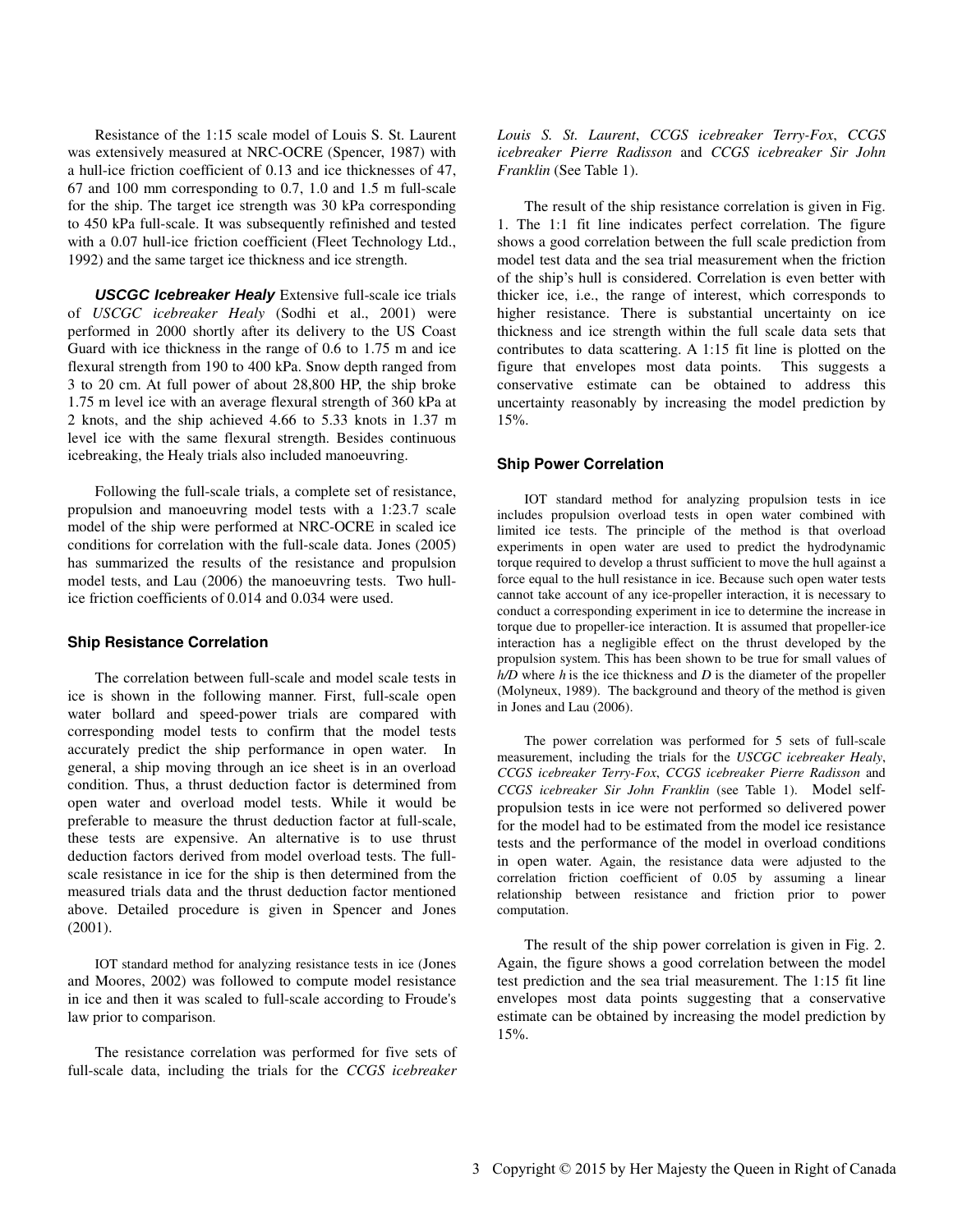Resistance of the 1:15 scale model of Louis S. St. Laurent was extensively measured at NRC-OCRE (Spencer, 1987) with a hull-ice friction coefficient of 0.13 and ice thicknesses of 47, 67 and 100 mm corresponding to 0.7, 1.0 and 1.5 m full-scale for the ship. The target ice strength was 30 kPa corresponding to 450 kPa full-scale. It was subsequently refinished and tested with a 0.07 hull-ice friction coefficient (Fleet Technology Ltd., 1992) and the same target ice thickness and ice strength.

***USCGC Icebreaker Healy*** Extensive full-scale ice trials of *USCGC icebreaker Healy* (Sodhi et al., 2001) were performed in 2000 shortly after its delivery to the US Coast Guard with ice thickness in the range of 0.6 to 1.75 m and ice flexural strength from 190 to 400 kPa. Snow depth ranged from 3 to 20 cm. At full power of about 28,800 HP, the ship broke 1.75 m level ice with an average flexural strength of 360 kPa at 2 knots, and the ship achieved 4.66 to 5.33 knots in 1.37 m level ice with the same flexural strength. Besides continuous icebreaking, the Healy trials also included manoeuvring.

Following the full-scale trials, a complete set of resistance, propulsion and manoeuvring model tests with a 1:23.7 scale model of the ship were performed at NRC-OCRE in scaled ice conditions for correlation with the full-scale data. Jones (2005) has summarized the results of the resistance and propulsion model tests, and Lau (2006) the manoeuvring tests. Two hull-ice friction coefficients of 0.014 and 0.034 were used.

### Ship Resistance Correlation

The correlation between full-scale and model scale tests in ice is shown in the following manner. First, full-scale open water bollard and speed-power trials are compared with corresponding model tests to confirm that the model tests accurately predict the ship performance in open water. In general, a ship moving through an ice sheet is in an overload condition. Thus, a thrust deduction factor is determined from open water and overload model tests. While it would be preferable to measure the thrust deduction factor at full-scale, these tests are expensive. An alternative is to use thrust deduction factors derived from model overload tests. The full-scale resistance in ice for the ship is then determined from the measured trials data and the thrust deduction factor mentioned above. Detailed procedure is given in Spencer and Jones (2001).

IOT standard method for analyzing resistance tests in ice (Jones and Moores, 2002) was followed to compute model resistance in ice and then it was scaled to full-scale according to Froude's law prior to comparison.

The resistance correlation was performed for five sets of full-scale data, including the trials for the *CCGS icebreaker Louis S. St. Laurent*, *CCGS icebreaker Terry-Fox*, *CCGS icebreaker Pierre Radisson* and *CCGS icebreaker Sir John Franklin* (See Table 1).

The result of the ship resistance correlation is given in Fig. 1. The 1:1 fit line indicates perfect correlation. The figure shows a good correlation between the full scale prediction from model test data and the sea trial measurement when the friction of the ship's hull is considered. Correlation is even better with thicker ice, i.e., the range of interest, which corresponds to higher resistance. There is substantial uncertainty on ice thickness and ice strength within the full scale data sets that contributes to data scattering. A 1:15 fit line is plotted on the figure that envelopes most data points. This suggests a conservative estimate can be obtained to address this uncertainty reasonably by increasing the model prediction by 15%.

### Ship Power Correlation

IOT standard method for analyzing propulsion tests in ice includes propulsion overload tests in open water combined with limited ice tests. The principle of the method is that overload experiments in open water are used to predict the hydrodynamic torque required to develop a thrust sufficient to move the hull against a force equal to the hull resistance in ice. Because such open water tests cannot take account of any ice-propeller interaction, it is necessary to conduct a corresponding experiment in ice to determine the increase in torque due to propeller-ice interaction. It is assumed that propeller-ice interaction has a negligible effect on the thrust developed by the propulsion system. This has been shown to be true for small values of $h/D$ where $h$ is the ice thickness and $D$ is the diameter of the propeller (Molyneux, 1989). The background and theory of the method is given in Jones and Lau (2006).

The power correlation was performed for 5 sets of full-scale measurement, including the trials for the *USCGC icebreaker Healy*, *CCGS icebreaker Terry-Fox*, *CCGS icebreaker Pierre Radisson* and *CCGS icebreaker Sir John Franklin* (see Table 1). Model self-propulsion tests in ice were not performed so delivered power for the model had to be estimated from the model ice resistance tests and the performance of the model in overload conditions in open water. Again, the resistance data were adjusted to the correlation friction coefficient of 0.05 by assuming a linear relationship between resistance and friction prior to power computation.

The result of the ship power correlation is given in Fig. 2. Again, the figure shows a good correlation between the model test prediction and the sea trial measurement. The 1:15 fit line envelopes most data points suggesting that a conservative estimate can be obtained by increasing the model prediction by 15%.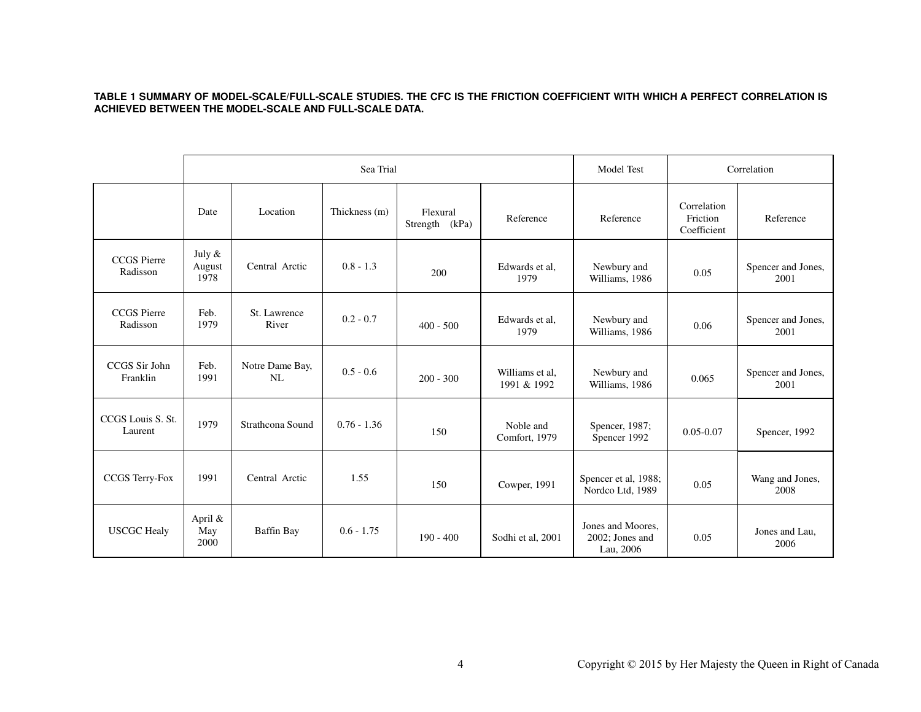**TABLE 1 SUMMARY OF MODEL-SCALE/FULL-SCALE STUDIES. THE CFC IS THE FRICTION COEFFICIENT WITH WHICH A PERFECT CORRELATION IS ACHIEVED BETWEEN THE MODEL-SCALE AND FULL-SCALE DATA.**

| | Sea Trial | | | | | Model Test | Correlation | |
|---|---|---|---|---|---|---|---|---|
| | Date | Location | Thickness (m) | Flexural Strength (kPa) | Reference | Reference | Correlation Friction Coefficient | Reference |
| CCGS Pierre Radisson | July & August 1978 | Central Arctic | 0.8 - 1.3 | 200 | Edwards et al, 1979 | Newbury and Williams, 1986 | 0.05 | Spencer and Jones, 2001 |
| CCGS Pierre Radisson | Feb. 1979 | St. Lawrence River | 0.2 - 0.7 | 400 - 500 | Edwards et al, 1979 | Newbury and Williams, 1986 | 0.06 | Spencer and Jones, 2001 |
| CCGS Sir John Franklin | Feb. 1991 | Notre Dame Bay, NL | 0.5 - 0.6 | 200 - 300 | Williams et al, 1991 & 1992 | Newbury and Williams, 1986 | 0.065 | Spencer and Jones, 2001 |
| CCGS Louis S. St. Laurent | 1979 | Strathcona Sound | 0.76 - 1.36 | 150 | Noble and Comfort, 1979 | Spencer, 1987; Spencer 1992 | 0.05-0.07 | Spencer, 1992 |
| CCGS Terry-Fox | 1991 | Central Arctic | 1.55 | 150 | Cowper, 1991 | Spencer et al, 1988; Nordco Ltd, 1989 | 0.05 | Wang and Jones, 2008 |
| USCGC Healy | April & May 2000 | Baffin Bay | 0.6 - 1.75 | 190 - 400 | Sodhi et al, 2001 | Jones and Moores, 2002; Jones and Lau, 2006 | 0.05 | Jones and Lau, 2006 |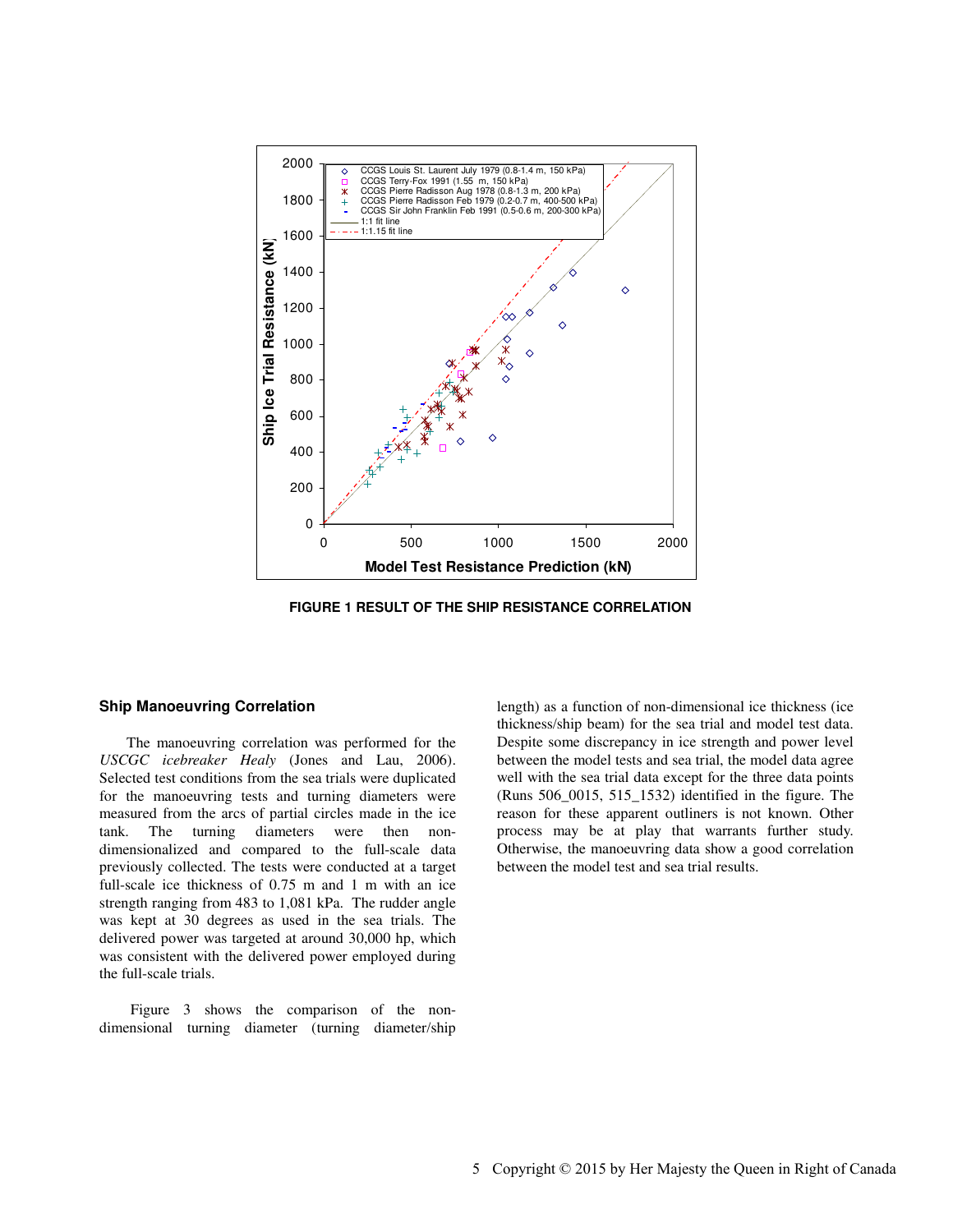**FIGURE 1 RESULT OF THE SHIP RESISTANCE CORRELATION**

### Ship Manoeuvring Correlation

The manoeuvring correlation was performed for the *USCGC icebreaker Healy* (Jones and Lau, 2006). Selected test conditions from the sea trials were duplicated for the manoeuvring tests and turning diameters were measured from the arcs of partial circles made in the ice tank. The turning diameters were then non-dimensionalized and compared to the full-scale data previously collected. The tests were conducted at a target full-scale ice thickness of 0.75 m and 1 m with an ice strength ranging from 483 to 1,081 kPa. The rudder angle was kept at 30 degrees as used in the sea trials. The delivered power was targeted at around 30,000 hp, which was consistent with the delivered power employed during the full-scale trials.

Figure 3 shows the comparison of the non-dimensional turning diameter (turning diameter/ship length) as a function of non-dimensional ice thickness (ice thickness/ship beam) for the sea trial and model test data. Despite some discrepancy in ice strength and power level between the model tests and sea trial, the model data agree well with the sea trial data except for the three data points (Runs 506_0015, 515_1532) identified in the figure. The reason for these apparent outliners is not known. Other process may be at play that warrants further study. Otherwise, the manoeuvring data show a good correlation between the model test and sea trial results.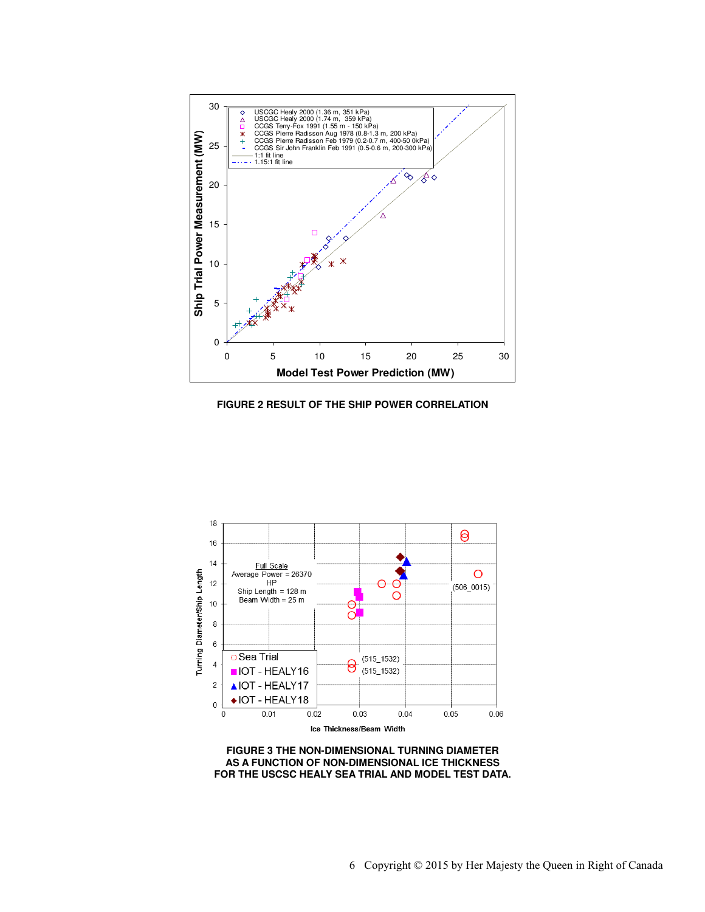FIGURE 2 RESULT OF THE SHIP POWER CORRELATION

FIGURE 3 THE NON-DIMENSIONAL TURNING DIAMETER AS A FUNCTION OF NON-DIMENSIONAL ICE THICKNESS FOR THE USCSC HEALY SEA TRIAL AND MODEL TEST DATA.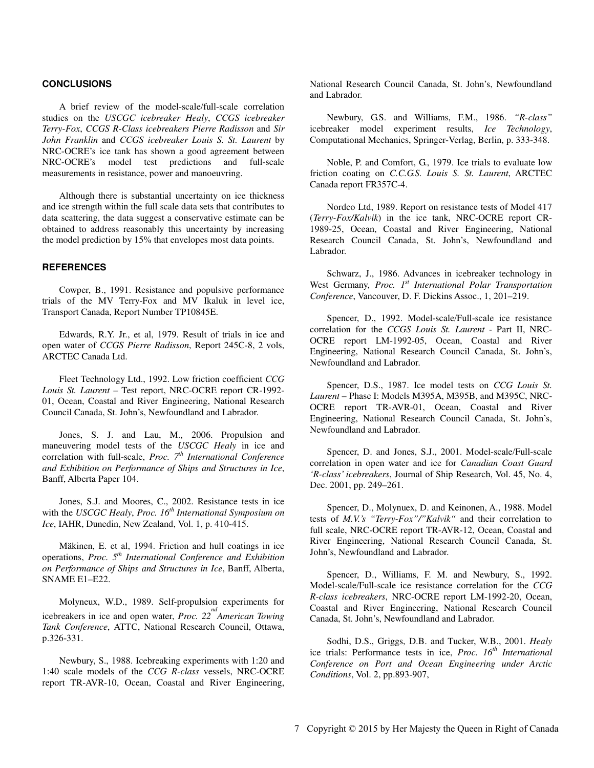## CONCLUSIONS

A brief review of the model-scale/full-scale correlation studies on the *USCGC icebreaker Healy*, *CCGS icebreaker Terry-Fox*, *CCGS R-Class icebreakers Pierre Radisson* and *Sir John Franklin* and *CCGS icebreaker Louis S. St. Laurent* by NRC-OCRE's ice tank has shown a good agreement between NRC-OCRE's model test predictions and full-scale measurements in resistance, power and manoeuvring.

Although there is substantial uncertainty on ice thickness and ice strength within the full scale data sets that contributes to data scattering, the data suggest a conservative estimate can be obtained to address reasonably this uncertainty by increasing the model prediction by 15% that envelopes most data points.

## REFERENCES

Cowper, B., 1991. Resistance and populsive performance trials of the MV Terry-Fox and MV Ikaluk in level ice, Transport Canada, Report Number TP10845E.

Edwards, R.Y. Jr., et al, 1979. Result of trials in ice and open water of *CCGS Pierre Radisson*, Report 245C-8, 2 vols, ARCTEC Canada Ltd.

Fleet Technology Ltd., 1992. Low friction coefficient *CCG Louis St. Laurent* – Test report, NRC-OCRE report CR-1992-01, Ocean, Coastal and River Engineering, National Research Council Canada, St. John's, Newfoundland and Labrador.

Jones, S. J. and Lau, M., 2006. Propulsion and maneuvering model tests of the *USCGC Healy* in ice and correlation with full-scale, *Proc. 7th International Conference and Exhibition on Performance of Ships and Structures in Ice*, Banff, Alberta Paper 104.

Jones, S.J. and Moores, C., 2002. Resistance tests in ice with the *USCGC Healy*, *Proc. 16th International Symposium on Ice*, IAHR, Dunedin, New Zealand, Vol. 1, p. 410-415.

Mäkinen, E. et al, 1994. Friction and hull coatings in ice operations, *Proc. 5th International Conference and Exhibition on Performance of Ships and Structures in Ice*, Banff, Alberta, SNAME E1–E22.

Molyneux, W.D., 1989. Self-propulsion experiments for icebreakers in ice and open water, *Proc. 22nd American Towing Tank Conference*, ATTC, National Research Council, Ottawa, p.326-331.

Newbury, S., 1988. Icebreaking experiments with 1:20 and 1:40 scale models of the *CCG R-class* vessels, NRC-OCRE report TR-AVR-10, Ocean, Coastal and River Engineering, National Research Council Canada, St. John's, Newfoundland and Labrador.

Newbury, G.S. and Williams, F.M., 1986. *"R-class"* icebreaker model experiment results, *Ice Technology*, Computational Mechanics, Springer-Verlag, Berlin, p. 333-348.

Noble, P. and Comfort, G., 1979. Ice trials to evaluate low friction coating on *C.C.G.S. Louis S. St. Laurent*, ARCTEC Canada report FR357C-4.

Nordco Ltd, 1989. Report on resistance tests of Model 417 (*Terry-Fox/Kalvik*) in the ice tank, NRC-OCRE report CR-1989-25, Ocean, Coastal and River Engineering, National Research Council Canada, St. John's, Newfoundland and Labrador.

Schwarz, J., 1986. Advances in icebreaker technology in West Germany, *Proc. 1st International Polar Transportation Conference*, Vancouver, D. F. Dickins Assoc., 1, 201–219.

Spencer, D., 1992. Model-scale/Full-scale ice resistance correlation for the *CCGS Louis St. Laurent* - Part II, NRC-OCRE report LM-1992-05, Ocean, Coastal and River Engineering, National Research Council Canada, St. John's, Newfoundland and Labrador.

Spencer, D.S., 1987. Ice model tests on *CCG Louis St. Laurent* – Phase I: Models M395A, M395B, and M395C, NRC-OCRE report TR-AVR-01, Ocean, Coastal and River Engineering, National Research Council Canada, St. John's, Newfoundland and Labrador.

Spencer, D. and Jones, S.J., 2001. Model-scale/Full-scale correlation in open water and ice for *Canadian Coast Guard 'R-class' icebreakers*, Journal of Ship Research, Vol. 45, No. 4, Dec. 2001, pp. 249–261.

Spencer, D., Molynuex, D. and Keinonen, A., 1988. Model tests of *M.V.'s "Terry-Fox"/"Kalvik"* and their correlation to full scale, NRC-OCRE report TR-AVR-12, Ocean, Coastal and River Engineering, National Research Council Canada, St. John's, Newfoundland and Labrador.

Spencer, D., Williams, F. M. and Newbury, S., 1992. Model-scale/Full-scale ice resistance correlation for the *CCG R-class icebreakers*, NRC-OCRE report LM-1992-20, Ocean, Coastal and River Engineering, National Research Council Canada, St. John's, Newfoundland and Labrador.

Sodhi, D.S., Griggs, D.B. and Tucker, W.B., 2001. *Healy* ice trials: Performance tests in ice, *Proc. 16th International Conference on Port and Ocean Engineering under Arctic Conditions*, Vol. 2, pp.893-907,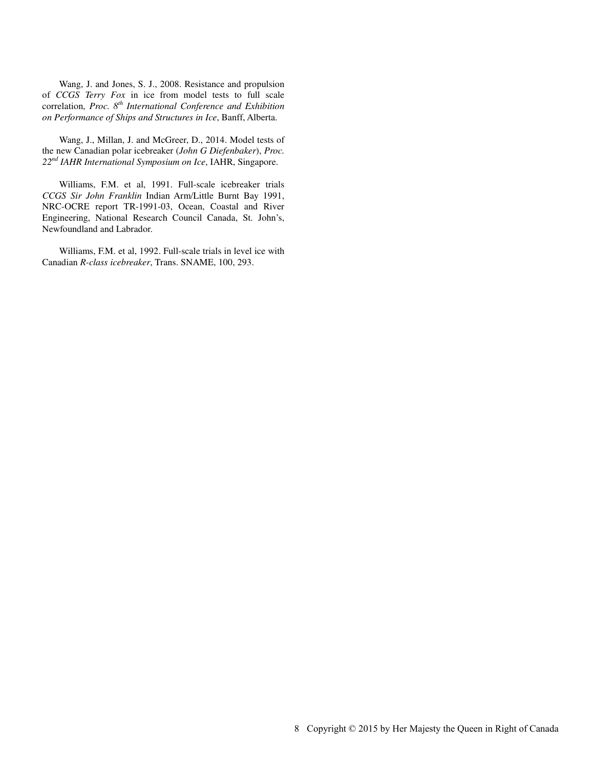Wang, J. and Jones, S. J., 2008. Resistance and propulsion of *CCGS Terry Fox* in ice from model tests to full scale correlation, *Proc. 8th International Conference and Exhibition on Performance of Ships and Structures in Ice*, Banff, Alberta.

Wang, J., Millan, J. and McGreer, D., 2014. Model tests of the new Canadian polar icebreaker (*John G Diefenbaker*), *Proc. 22nd IAHR International Symposium on Ice*, IAHR, Singapore.

Williams, F.M. et al, 1991. Full-scale icebreaker trials *CCGS Sir John Franklin* Indian Arm/Little Burnt Bay 1991, NRC-OCRE report TR-1991-03, Ocean, Coastal and River Engineering, National Research Council Canada, St. John's, Newfoundland and Labrador.

Williams, F.M. et al, 1992. Full-scale trials in level ice with Canadian *R-class icebreaker*, Trans. SNAME, 100, 293.

Copyright © 2015 by Her Majesty the Queen in Right of Canada